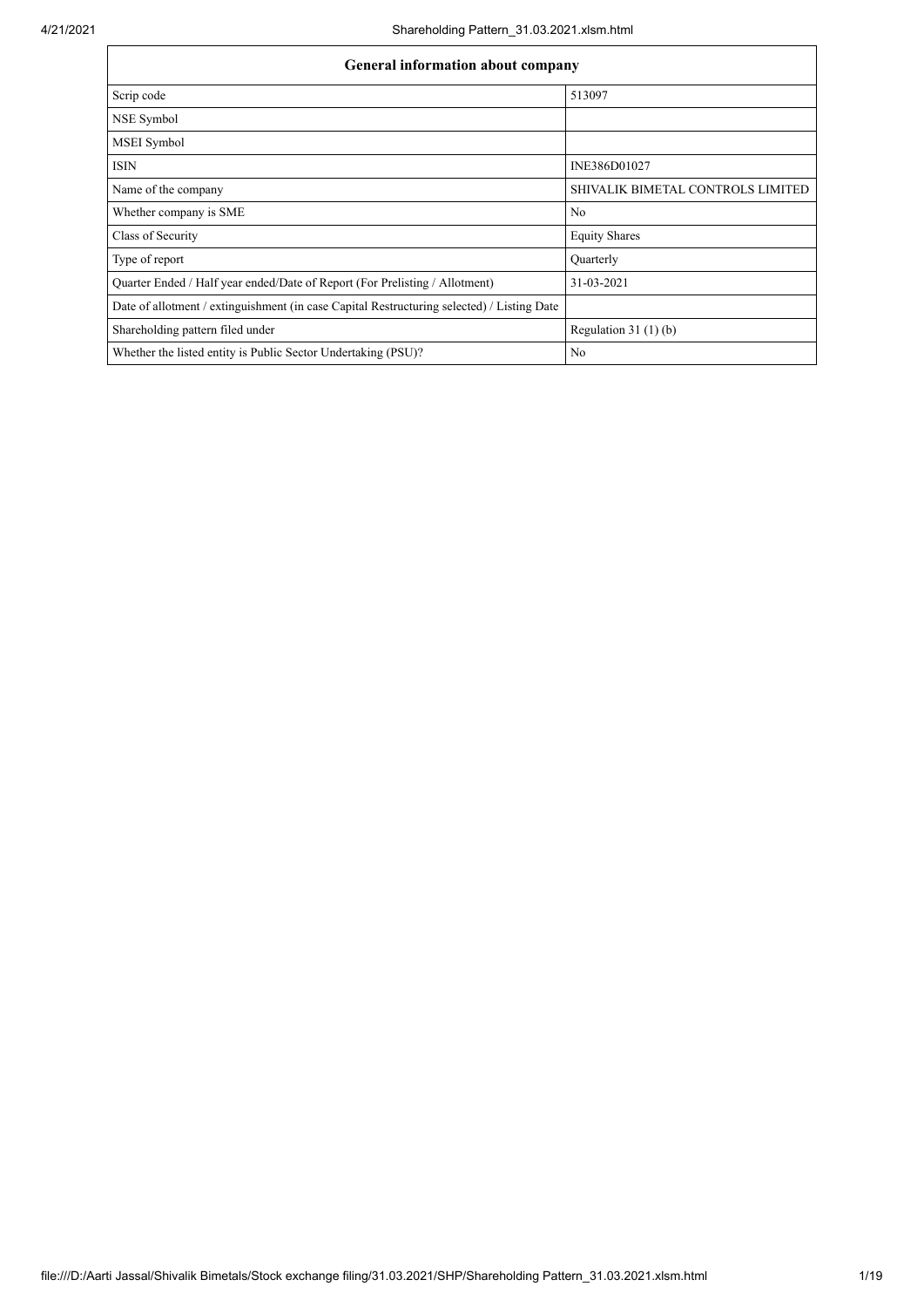| General information about company | |
|---|---|
| Scrip code | 513097 |
| NSE Symbol | |
| MSEI Symbol | |
| ISIN | INE386D01027 |
| Name of the company | SHIVALIK BIMETAL CONTROLS LIMITED |
| Whether company is SME | No |
| Class of Security | Equity Shares |
| Type of report | Quarterly |
| Quarter Ended / Half year ended/Date of Report (For Prelisting / Allotment) | 31-03-2021 |
| Date of allotment / extinguishment (in case Capital Restructuring selected) / Listing Date | |
| Shareholding pattern filed under | Regulation 31 (1) (b) |
| Whether the listed entity is Public Sector Undertaking (PSU)? | No |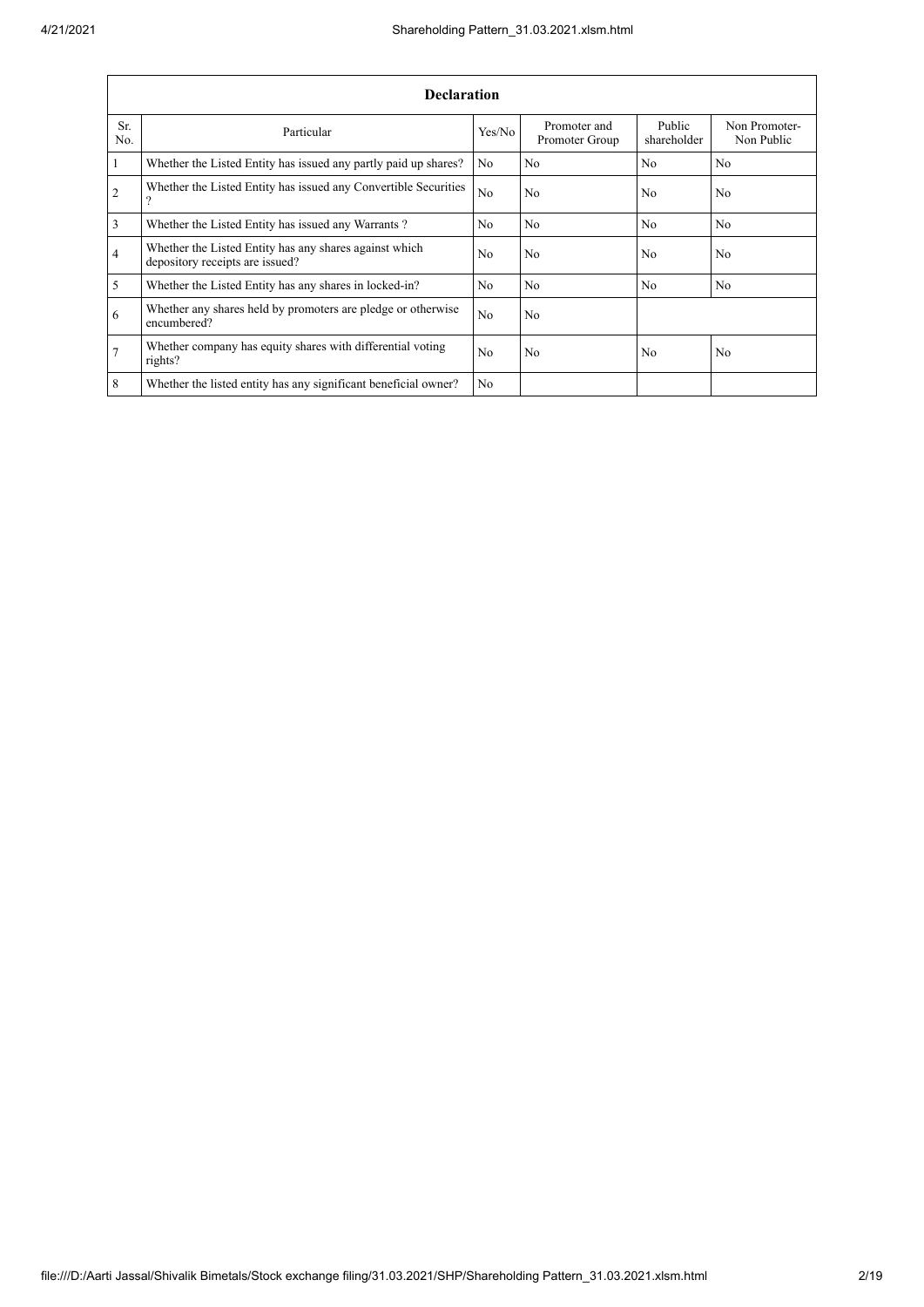| Declaration | | | | | |
|---|---|---|---|---|---|
| Sr. No. | Particular | Yes/No | Promoter and Promoter Group | Public shareholder | Non Promoter- Non Public |
| 1 | Whether the Listed Entity has issued any partly paid up shares? | No | No | No | No |
| 2 | Whether the Listed Entity has issued any Convertible Securities ? | No | No | No | No |
| 3 | Whether the Listed Entity has issued any Warrants ? | No | No | No | No |
| 4 | Whether the Listed Entity has any shares against which depository receipts are issued? | No | No | No | No |
| 5 | Whether the Listed Entity has any shares in locked-in? | No | No | No | No |
| 6 | Whether any shares held by promoters are pledge or otherwise encumbered? | No | No | | |
| 7 | Whether company has equity shares with differential voting rights? | No | No | No | No |
| 8 | Whether the listed entity has any significant beneficial owner? | No | | | |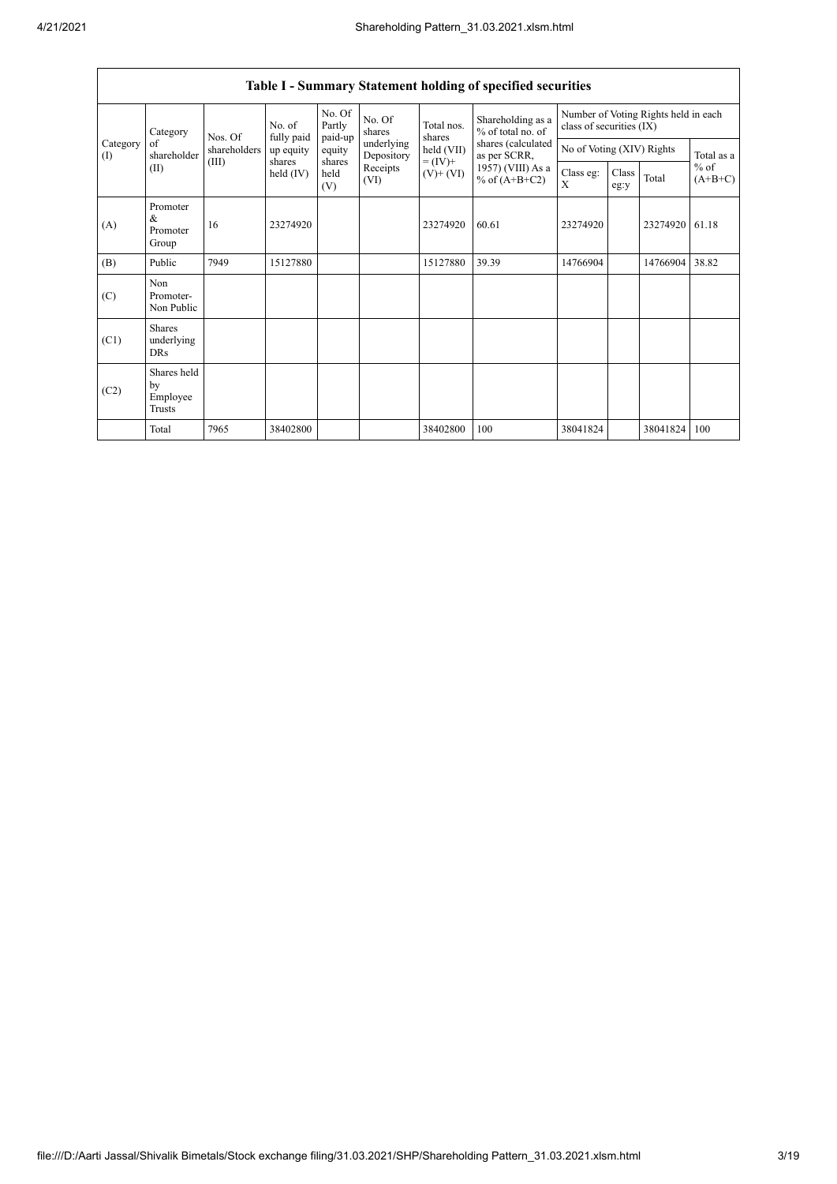## Table I - Summary Statement holding of specified securities

| Category (I) | Category of shareholder (II) | Nos. Of shareholders (III) | No. of fully paid up equity shares held (IV) | No. Of Partly paid-up equity shares held (V) | No. Of shares underlying Depository Receipts (VI) | Total nos. shares held (VII) = (IV)+ (V)+ (VI) | Shareholding as a % of total no. of shares (calculated as per SCRR, 1957) (VIII) As a % of (A+B+C2) | Number of Voting Rights held in each class of securities (IX) | | | |
|---|---|---|---|---|---|---|---|---|---|---|---|
| | | | | | | | | No of Voting (XIV) Rights | | | Total as a % of (A+B+C) |
| | | | | | | | | Class eg: X | Class eg:y | Total | |
| (A) | Promoter & Promoter Group | 16 | 23274920 | | | 23274920 | 60.61 | 23274920 | | 23274920 | 61.18 |
| (B) | Public | 7949 | 15127880 | | | 15127880 | 39.39 | 14766904 | | 14766904 | 38.82 |
| (C) | Non Promoter- Non Public | | | | | | | | | | |
| (C1) | Shares underlying DRs | | | | | | | | | | |
| (C2) | Shares held by Employee Trusts | | | | | | | | | | |
| | Total | 7965 | 38402800 | | | 38402800 | 100 | 38041824 | | 38041824 | 100 |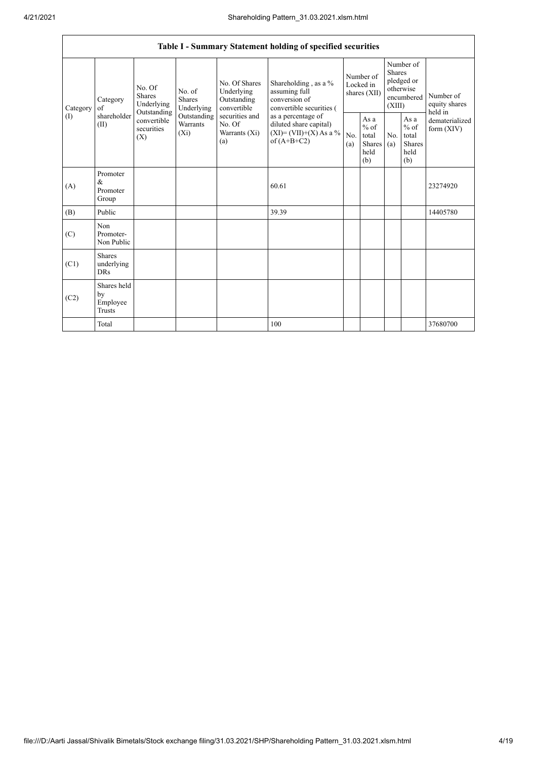| Table I - Summary Statement holding of specified securities | | | | | | | | | | | |
|---|---|---|---|---|---|---|---|---|---|---|---|
| Category (I) | Category of shareholder (II) | No. Of Shares Underlying Outstanding convertible securities (X) | No. of Shares Underlying Outstanding Warrants (Xi) | No. Of Shares Underlying Outstanding convertible securities and No. Of Warrants (Xi) (a) | Shareholding , as a % assuming full conversion of convertible securities ( as a percentage of diluted share capital) (XI)= (VII)+(X) As a % of (A+B+C2) | Number of Locked in shares (XII) | | Number of Shares pledged or otherwise encumbered (XIII) | | Number of equity shares held in dematerialized form (XIV) |
| | | | | | | No. (a) | As a % of total Shares held (b) | No. (a) | As a % of total Shares held (b) | |
| (A) | Promoter & Promoter Group | | | | 60.61 | | | | | 23274920 |
| (B) | Public | | | | 39.39 | | | | | 14405780 |
| (C) | Non Promoter- Non Public | | | | | | | | | |
| (C1) | Shares underlying DRs | | | | | | | | | |
| (C2) | Shares held by Employee Trusts | | | | | | | | | |
| | Total | | | | 100 | | | | | 37680700 |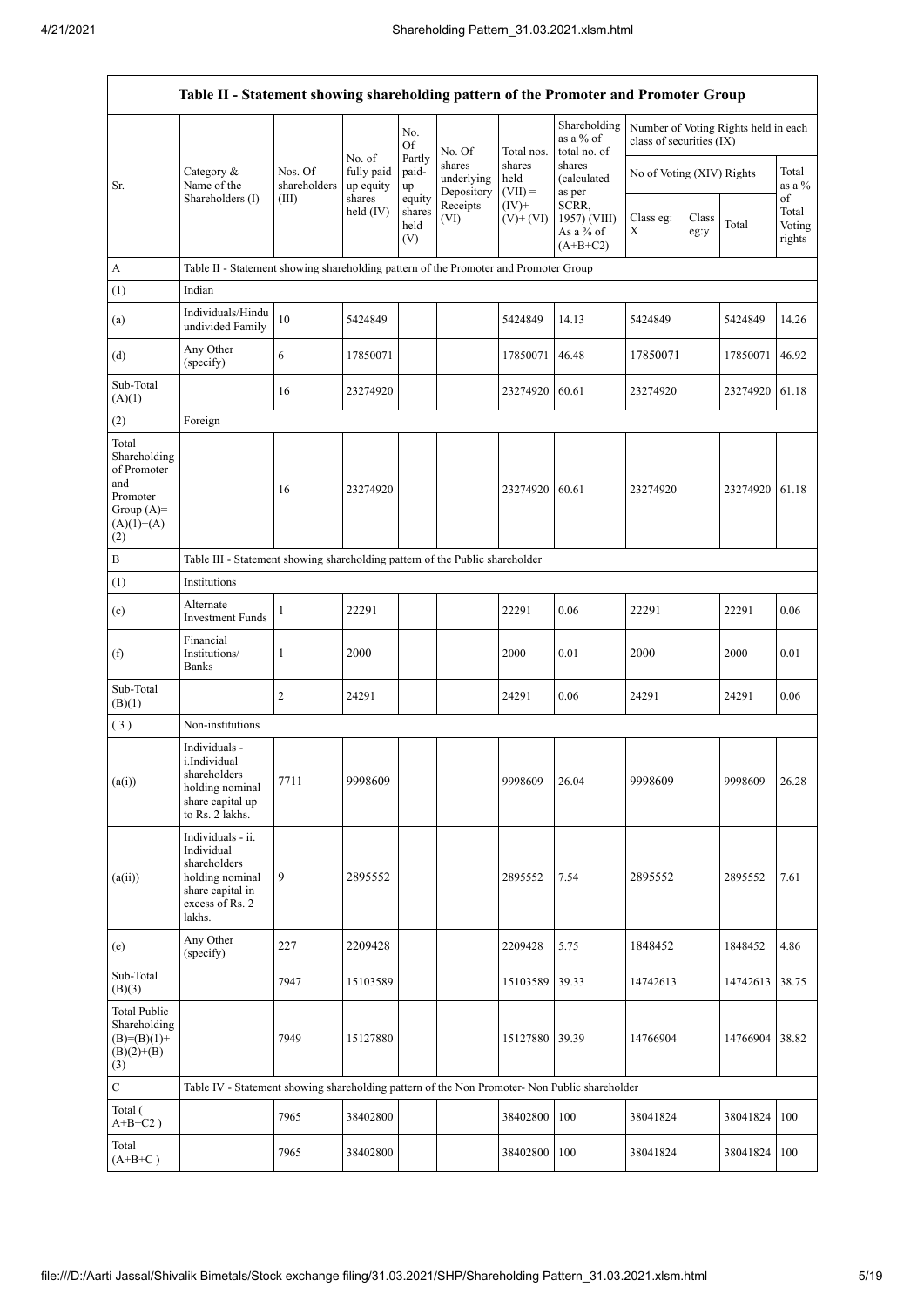| Table II - Statement showing shareholding pattern of the Promoter and Promoter Group | | | | | | | | | | | | |
|---|---|---|---|---|---|---|---|---|---|---|---|---|
| Sr. | Category & Name of the Shareholders (I) | Nos. Of shareholders (III) | No. of fully paid up equity shares held (IV) | No. Of Partly paid-up equity shares held (V) | No. Of shares underlying Depository Receipts (VI) | Total nos. shares held (VII) = (IV)+ (V)+ (VI) | Shareholding as a % of total no. of shares (calculated as per SCRR, 1957) (VIII) As a % of (A+B+C2) | Number of Voting Rights held in each class of securities (IX) | | | | |
| | | | | | | | | No of Voting (XIV) Rights | | | Total as a % of Total Voting rights |
| | | | | | | | | Class eg: X | Class eg:y | Total | |
| A | Table II - Statement showing shareholding pattern of the Promoter and Promoter Group | | | | | | | | | | |
| (1) | Indian | | | | | | | | | | |
| (a) | Individuals/Hindu undivided Family | 10 | 5424849 | | | 5424849 | 14.13 | 5424849 | | 5424849 | 14.26 |
| (d) | Any Other (specify) | 6 | 17850071 | | | 17850071 | 46.48 | 17850071 | | 17850071 | 46.92 |
| Sub-Total (A)(1) | | 16 | 23274920 | | | 23274920 | 60.61 | 23274920 | | 23274920 | 61.18 |
| (2) | Foreign | | | | | | | | | | |
| Total Shareholding of Promoter and Promoter Group (A)=(A)(1)+(A)(2) | | 16 | 23274920 | | | 23274920 | 60.61 | 23274920 | | 23274920 | 61.18 |
| B | Table III - Statement showing shareholding pattern of the Public shareholder | | | | | | | | | | |
| (1) | Institutions | | | | | | | | | | |
| (c) | Alternate Investment Funds | 1 | 22291 | | | 22291 | 0.06 | 22291 | | 22291 | 0.06 |
| (f) | Financial Institutions/ Banks | 1 | 2000 | | | 2000 | 0.01 | 2000 | | 2000 | 0.01 |
| Sub-Total (B)(1) | | 2 | 24291 | | | 24291 | 0.06 | 24291 | | 24291 | 0.06 |
| ( 3 ) | Non-institutions | | | | | | | | | | |
| (a(i)) | Individuals - i.Individual shareholders holding nominal share capital up to Rs. 2 lakhs. | 7711 | 9998609 | | | 9998609 | 26.04 | 9998609 | | 9998609 | 26.28 |
| (a(ii)) | Individuals - ii. Individual shareholders holding nominal share capital in excess of Rs. 2 lakhs. | 9 | 2895552 | | | 2895552 | 7.54 | 2895552 | | 2895552 | 7.61 |
| (e) | Any Other (specify) | 227 | 2209428 | | | 2209428 | 5.75 | 1848452 | | 1848452 | 4.86 |
| Sub-Total (B)(3) | | 7947 | 15103589 | | | 15103589 | 39.33 | 14742613 | | 14742613 | 38.75 |
| Total Public Shareholding (B)=(B)(1)+(B)(2)+(B)(3) | | 7949 | 15127880 | | | 15127880 | 39.39 | 14766904 | | 14766904 | 38.82 |
| C | Table IV - Statement showing shareholding pattern of the Non Promoter- Non Public shareholder | | | | | | | | | | |
| Total ( A+B+C2 ) | | 7965 | 38402800 | | | 38402800 | 100 | 38041824 | | 38041824 | 100 |
| Total (A+B+C ) | | 7965 | 38402800 | | | 38402800 | 100 | 38041824 | | 38041824 | 100 |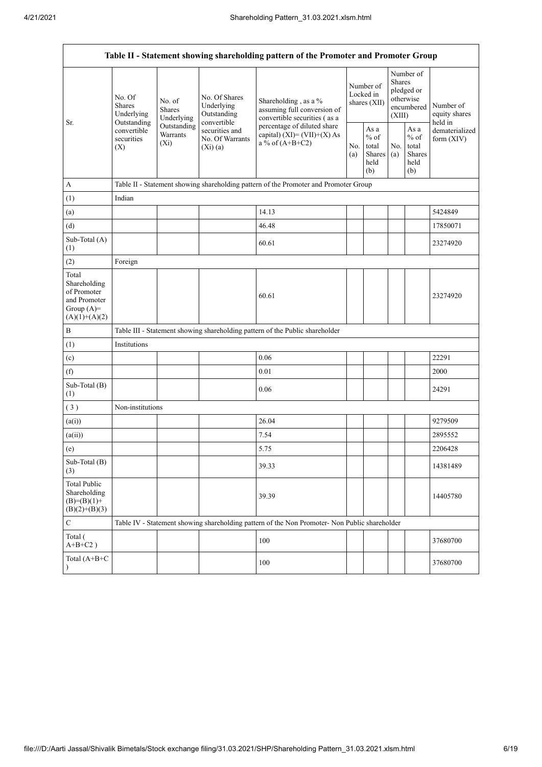| Table II - Statement showing shareholding pattern of the Promoter and Promoter Group | | | | | | | | | |
|---|---|---|---|---|---|---|---|---|---|
| Sr. | No. Of Shares Underlying Outstanding convertible securities (X) | No. of Shares Underlying Outstanding Warrants (Xi) | No. Of Shares Underlying Outstanding convertible securities and No. Of Warrants (Xi) (a) | Shareholding , as a % assuming full conversion of convertible securities ( as a percentage of diluted share capital) (XI)= (VII)+(X) As a % of (A+B+C2) | Number of Locked in shares (XII) | | Number of Shares pledged or otherwise encumbered (XIII) | | Number of equity shares held in dematerialized form (XIV) |
| | | | | | No. (a) | As a % of total Shares held (b) | No. (a) | As a % of total Shares held (b) | |
| A | Table II - Statement showing shareholding pattern of the Promoter and Promoter Group | | | | | | | | |
| (1) | Indian | | | | | | | | |
| (a) | | | | 14.13 | | | | | 5424849 |
| (d) | | | | 46.48 | | | | | 17850071 |
| Sub-Total (A) (1) | | | | 60.61 | | | | | 23274920 |
| (2) | Foreign | | | | | | | | |
| Total Shareholding of Promoter and Promoter Group (A)= (A)(1)+(A)(2) | | | | 60.61 | | | | | 23274920 |
| B | Table III - Statement showing shareholding pattern of the Public shareholder | | | | | | | | |
| (1) | Institutions | | | | | | | | |
| (c) | | | | 0.06 | | | | | 22291 |
| (f) | | | | 0.01 | | | | | 2000 |
| Sub-Total (B) (1) | | | | 0.06 | | | | | 24291 |
| ( 3 ) | Non-institutions | | | | | | | | |
| (a(i)) | | | | 26.04 | | | | | 9279509 |
| (a(ii)) | | | | 7.54 | | | | | 2895552 |
| (e) | | | | 5.75 | | | | | 2206428 |
| Sub-Total (B) (3) | | | | 39.33 | | | | | 14381489 |
| Total Public Shareholding (B)=(B)(1)+(B)(2)+(B)(3) | | | | 39.39 | | | | | 14405780 |
| C | Table IV - Statement showing shareholding pattern of the Non Promoter- Non Public shareholder | | | | | | | | |
| Total ( A+B+C2 ) | | | | 100 | | | | | 37680700 |
| Total (A+B+C ) | | | | 100 | | | | | 37680700 |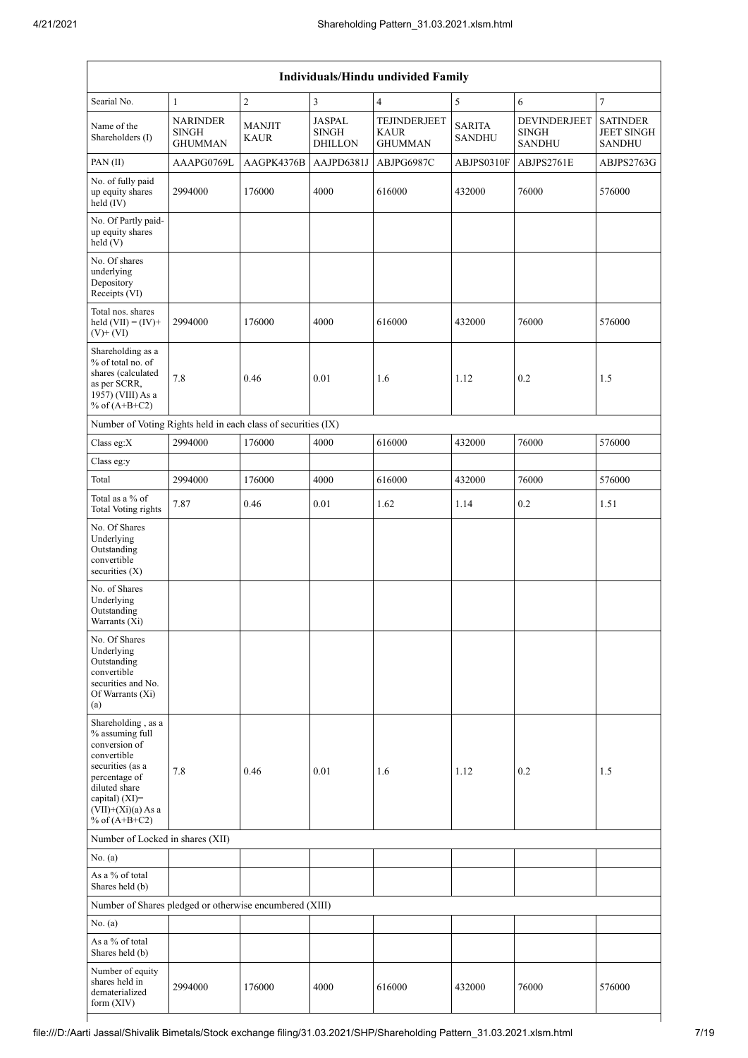| Individuals/Hindu undivided Family | | | | | | | |
|---|---|---|---|---|---|---|---|
| Searial No. | 1 | 2 | 3 | 4 | 5 | 6 | 7 |
| Name of the Shareholders (I) | NARINDER SINGH GHUMMAN | MANJIT KAUR | JASPAL SINGH DHILLON | TEJINDERJEET KAUR GHUMMAN | SARITA SANDHU | DEVINDERJEET SINGH SANDHU | SATINDER JEET SINGH SANDHU |
| PAN (II) | AAAPG0769L | AAGPK4376B | AAJPD6381J | ABJPG6987C | ABJPS0310F | ABJPS2761E | ABJPS2763G |
| No. of fully paid up equity shares held (IV) | 2994000 | 176000 | 4000 | 616000 | 432000 | 76000 | 576000 |
| No. Of Partly paid-up equity shares held (V) | | | | | | | |
| No. Of shares underlying Depository Receipts (VI) | | | | | | | |
| Total nos. shares held (VII) = (IV)+ (V)+ (VI) | 2994000 | 176000 | 4000 | 616000 | 432000 | 76000 | 576000 |
| Shareholding as a % of total no. of shares (calculated as per SCRR, 1957) (VIII) As a % of (A+B+C2) | 7.8 | 0.46 | 0.01 | 1.6 | 1.12 | 0.2 | 1.5 |
| Number of Voting Rights held in each class of securities (IX) | | | | | | | |
| Class eg:X | 2994000 | 176000 | 4000 | 616000 | 432000 | 76000 | 576000 |
| Class eg:y | | | | | | | |
| Total | 2994000 | 176000 | 4000 | 616000 | 432000 | 76000 | 576000 |
| Total as a % of Total Voting rights | 7.87 | 0.46 | 0.01 | 1.62 | 1.14 | 0.2 | 1.51 |
| No. Of Shares Underlying Outstanding convertible securities (X) | | | | | | | |
| No. of Shares Underlying Outstanding Warrants (Xi) | | | | | | | |
| No. Of Shares Underlying Outstanding convertible securities and No. Of Warrants (Xi) (a) | | | | | | | |
| Shareholding , as a % assuming full conversion of convertible securities (as a percentage of diluted share capital) (XI)= (VII)+(Xi)(a) As a % of (A+B+C2) | 7.8 | 0.46 | 0.01 | 1.6 | 1.12 | 0.2 | 1.5 |
| Number of Locked in shares (XII) | | | | | | | |
| No. (a) | | | | | | | |
| As a % of total Shares held (b) | | | | | | | |
| Number of Shares pledged or otherwise encumbered (XIII) | | | | | | | |
| No. (a) | | | | | | | |
| As a % of total Shares held (b) | | | | | | | |
| Number of equity shares held in dematerialized form (XIV) | 2994000 | 176000 | 4000 | 616000 | 432000 | 76000 | 576000 |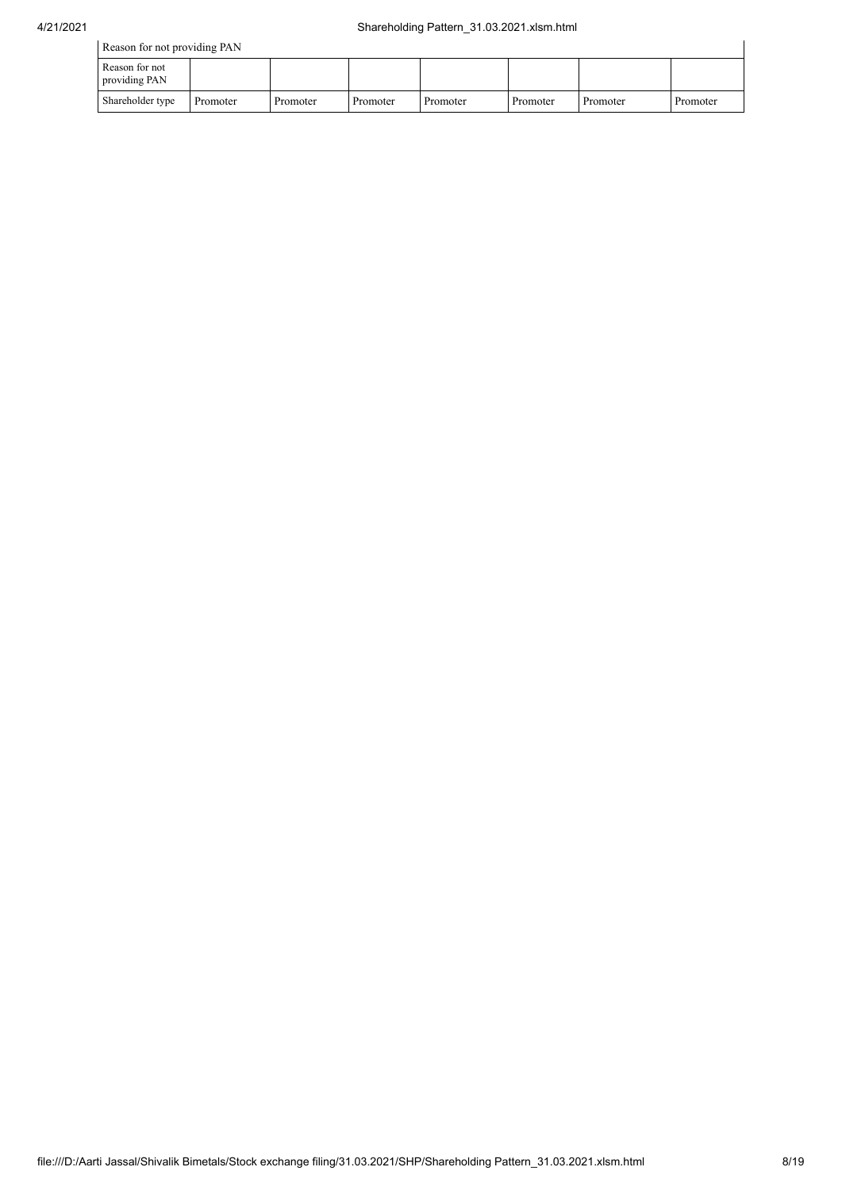| Reason for not providing PAN | | | | | | | |
|---|---|---|---|---|---|---|---|
| Reason for not providing PAN | | | | | | | |
| Shareholder type | Promoter | Promoter | Promoter | Promoter | Promoter | Promoter | Promoter |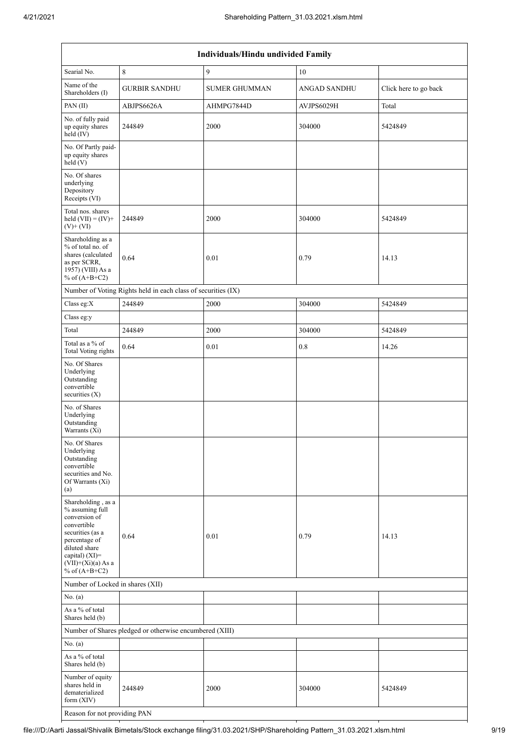| Individuals/Hindu undivided Family | | | | |
|---|---|---|---|---|
| Searial No. | 8 | 9 | 10 | |
| Name of the Shareholders (I) | GURBIR SANDHU | SUMER GHUMMAN | ANGAD SANDHU | Click here to go back |
| PAN (II) | ABJPS6626A | AHMPG7844D | AVJPS6029H | Total |
| No. of fully paid up equity shares held (IV) | 244849 | 2000 | 304000 | 5424849 |
| No. Of Partly paid-up equity shares held (V) | | | | |
| No. Of shares underlying Depository Receipts (VI) | | | | |
| Total nos. shares held (VII) = (IV)+(V)+ (VI) | 244849 | 2000 | 304000 | 5424849 |
| Shareholding as a % of total no. of shares (calculated as per SCRR, 1957) (VIII) As a % of (A+B+C2) | 0.64 | 0.01 | 0.79 | 14.13 |
| Number of Voting Rights held in each class of securities (IX) | | | | |
| Class eg:X | 244849 | 2000 | 304000 | 5424849 |
| Class eg:y | | | | |
| Total | 244849 | 2000 | 304000 | 5424849 |
| Total as a % of Total Voting rights | 0.64 | 0.01 | 0.8 | 14.26 |
| No. Of Shares Underlying Outstanding convertible securities (X) | | | | |
| No. of Shares Underlying Outstanding Warrants (Xi) | | | | |
| No. Of Shares Underlying Outstanding convertible securities and No. Of Warrants (Xi) (a) | | | | |
| Shareholding , as a % assuming full conversion of convertible securities (as a percentage of diluted share capital) (XI)= (VII)+(Xi)(a) As a % of (A+B+C2) | 0.64 | 0.01 | 0.79 | 14.13 |
| Number of Locked in shares (XII) | | | | |
| No. (a) | | | | |
| As a % of total Shares held (b) | | | | |
| Number of Shares pledged or otherwise encumbered (XIII) | | | | |
| No. (a) | | | | |
| As a % of total Shares held (b) | | | | |
| Number of equity shares held in dematerialized form (XIV) | 244849 | 2000 | 304000 | 5424849 |
| Reason for not providing PAN | | | | |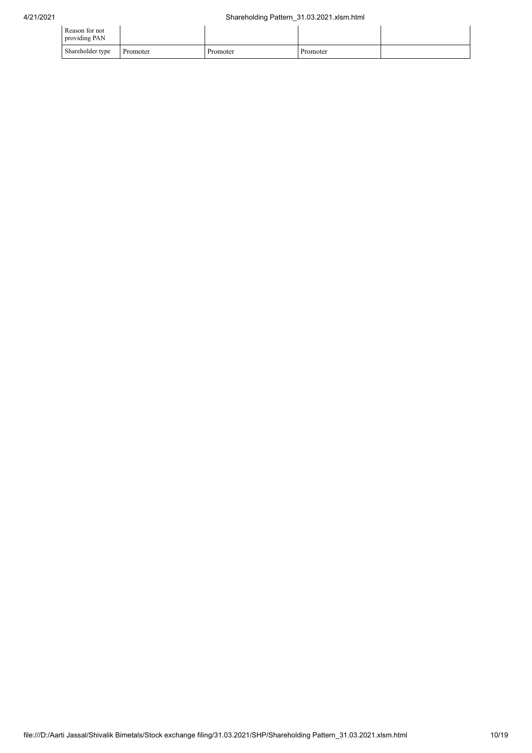| Reason for not providing PAN | | | | |
|---|---|---|---|---|
| Shareholder type | Promoter | Promoter | Promoter | |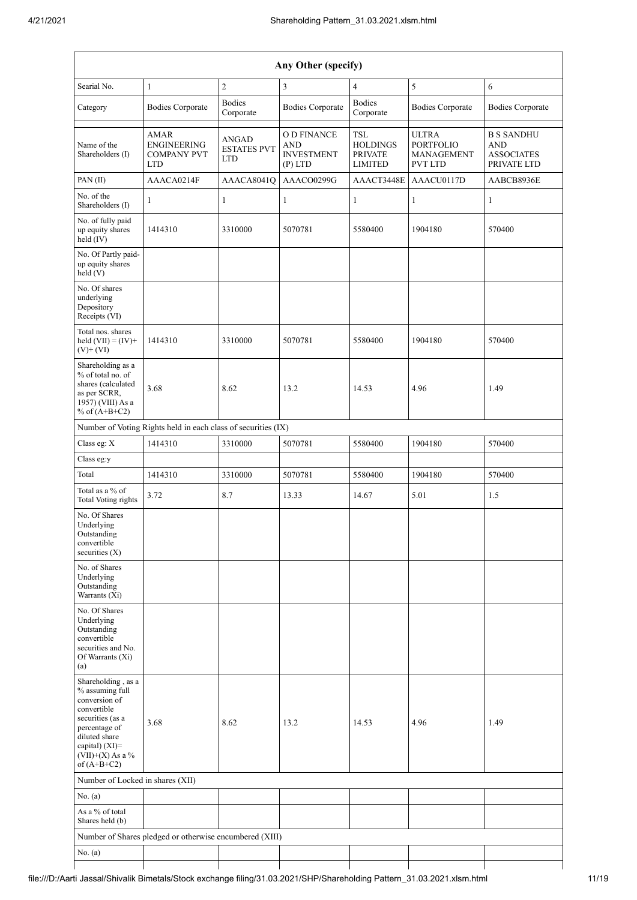| Any Other (specify) | | | | | | |
|---|---|---|---|---|---|---|
| Searial No. | 1 | 2 | 3 | 4 | 5 | 6 |
| Category | Bodies Corporate | Bodies Corporate | Bodies Corporate | Bodies Corporate | Bodies Corporate | Bodies Corporate |
| Name of the Shareholders (I) | AMAR ENGINEERING COMPANY PVT LTD | ANGAD ESTATES PVT LTD | O D FINANCE AND INVESTMENT (P) LTD | TSL HOLDINGS PRIVATE LIMITED | ULTRA PORTFOLIO MANAGEMENT PVT LTD | B S SANDHU AND ASSOCIATES PRIVATE LTD |
| PAN (II) | AAACA0214F | AAACA8041Q | AAACO0299G | AAACT3448E | AAACU0117D | AABCB8936E |
| No. of the Shareholders (I) | 1 | 1 | 1 | 1 | 1 | 1 |
| No. of fully paid up equity shares held (IV) | 1414310 | 3310000 | 5070781 | 5580400 | 1904180 | 570400 |
| No. Of Partly paid-up equity shares held (V) | | | | | | |
| No. Of shares underlying Depository Receipts (VI) | | | | | | |
| Total nos. shares held (VII) = (IV)+ (V)+ (VI) | 1414310 | 3310000 | 5070781 | 5580400 | 1904180 | 570400 |
| Shareholding as a % of total no. of shares (calculated as per SCRR, 1957) (VIII) As a % of (A+B+C2) | 3.68 | 8.62 | 13.2 | 14.53 | 4.96 | 1.49 |
| Number of Voting Rights held in each class of securities (IX) | | | | | | |
| Class eg: X | 1414310 | 3310000 | 5070781 | 5580400 | 1904180 | 570400 |
| Class eg:y | | | | | | |
| Total | 1414310 | 3310000 | 5070781 | 5580400 | 1904180 | 570400 |
| Total as a % of Total Voting rights | 3.72 | 8.7 | 13.33 | 14.67 | 5.01 | 1.5 |
| No. Of Shares Underlying Outstanding convertible securities (X) | | | | | | |
| No. of Shares Underlying Outstanding Warrants (Xi) | | | | | | |
| No. Of Shares Underlying Outstanding convertible securities and No. Of Warrants (Xi) (a) | | | | | | |
| Shareholding , as a % assuming full conversion of convertible securities (as a percentage of diluted share capital) (XI)= (VII)+(X) As a % of (A+B+C2) | 3.68 | 8.62 | 13.2 | 14.53 | 4.96 | 1.49 |
| Number of Locked in shares (XII) | | | | | | |
| No. (a) | | | | | | |
| As a % of total Shares held (b) | | | | | | |
| Number of Shares pledged or otherwise encumbered (XIII) | | | | | | |
| No. (a) | | | | | | |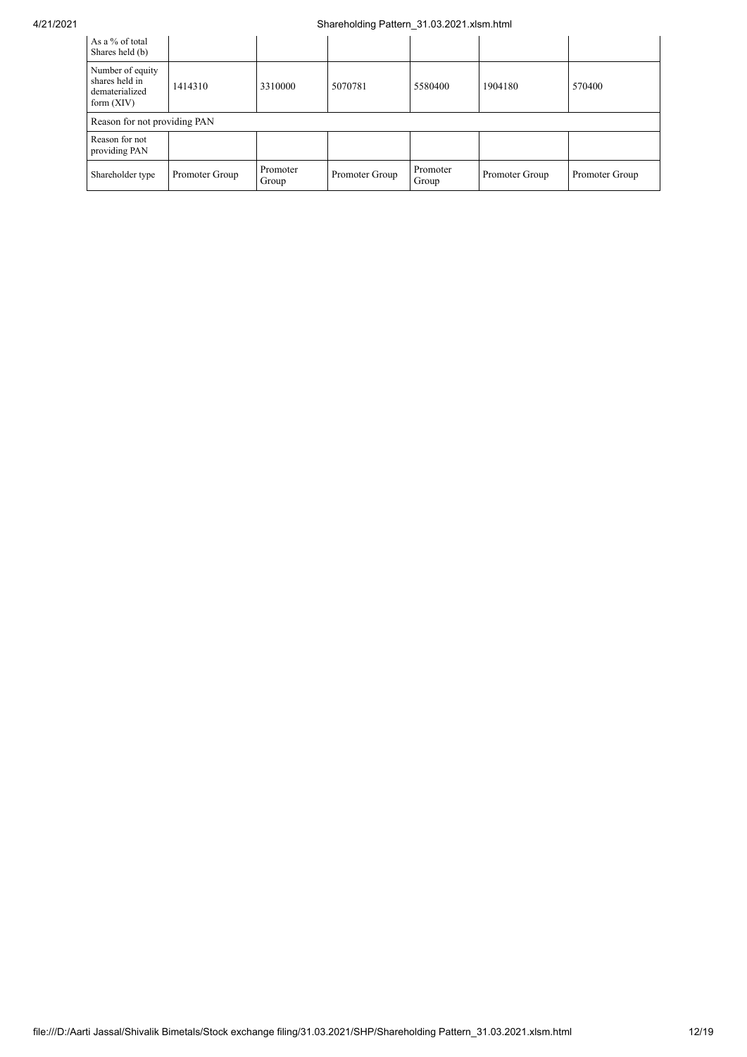| As a % of total Shares held (b) | | | | | | |
|---|---|---|---|---|---|---|
| Number of equity shares held in dematerialized form (XIV) | 1414310 | 3310000 | 5070781 | 5580400 | 1904180 | 570400 |
| Reason for not providing PAN | | | | | | |
| Reason for not providing PAN | | | | | | |
| Shareholder type | Promoter Group | Promoter Group | Promoter Group | Promoter Group | Promoter Group | Promoter Group |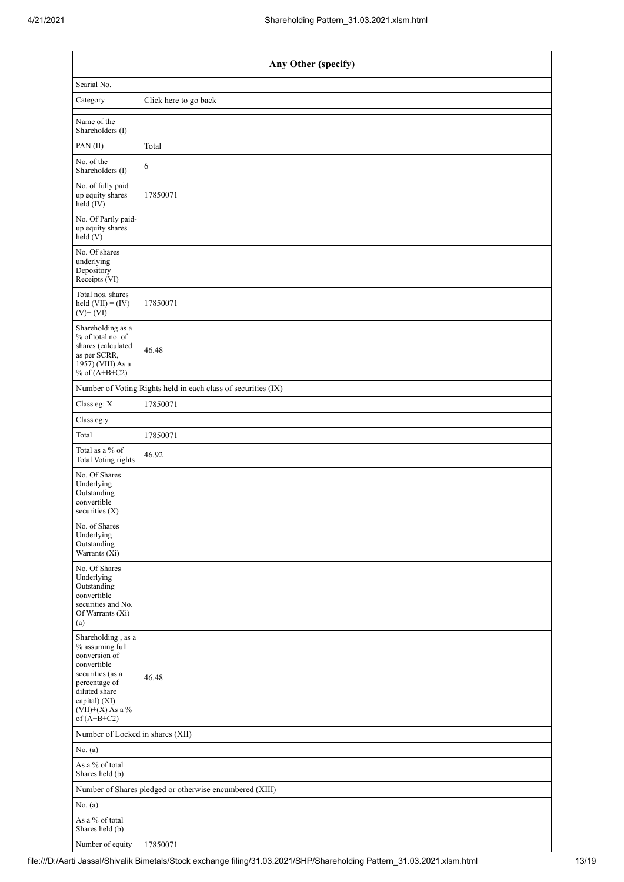| Any Other (specify) | |
|---|---|
| Searial No. | |
| Category | Click here to go back |
| Name of the Shareholders (I) | |
| PAN (II) | Total |
| No. of the Shareholders (I) | 6 |
| No. of fully paid up equity shares held (IV) | 17850071 |
| No. Of Partly paid-up equity shares held (V) | |
| No. Of shares underlying Depository Receipts (VI) | |
| Total nos. shares held (VII) = (IV)+ (V)+ (VI) | 17850071 |
| Shareholding as a % of total no. of shares (calculated as per SCRR, 1957) (VIII) As a % of (A+B+C2) | 46.48 |
| Number of Voting Rights held in each class of securities (IX) | |
| Class eg: X | 17850071 |
| Class eg:y | |
| Total | 17850071 |
| Total as a % of Total Voting rights | 46.92 |
| No. Of Shares Underlying Outstanding convertible securities (X) | |
| No. of Shares Underlying Outstanding Warrants (Xi) | |
| No. Of Shares Underlying Outstanding convertible securities and No. Of Warrants (Xi) (a) | |
| Shareholding , as a % assuming full conversion of convertible securities (as a percentage of diluted share capital) (XI)= (VII)+(X) As a % of (A+B+C2) | 46.48 |
| Number of Locked in shares (XII) | |
| No. (a) | |
| As a % of total Shares held (b) | |
| Number of Shares pledged or otherwise encumbered (XIII) | |
| No. (a) | |
| As a % of total Shares held (b) | |
| Number of equity | 17850071 |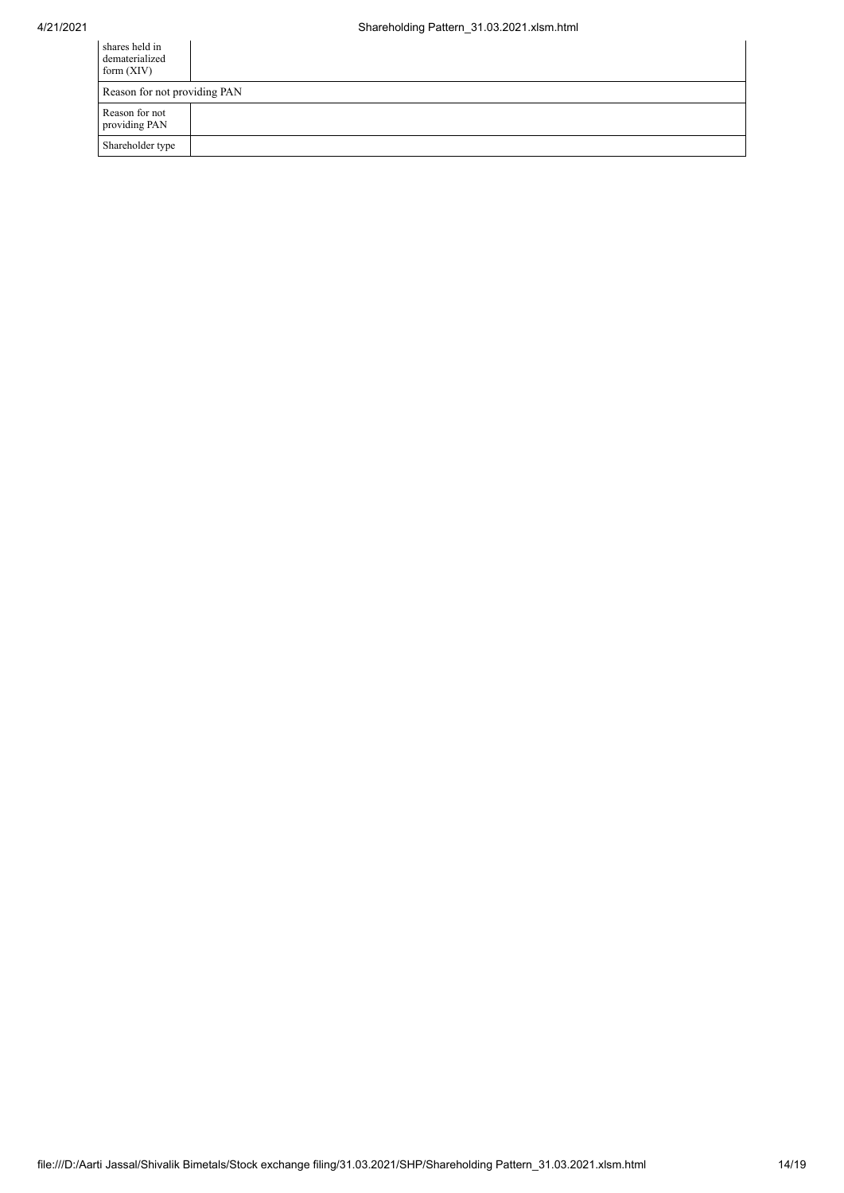| shares held in dematerialized form (XIV) | |
|---|---|
| Reason for not providing PAN | |
| Reason for not providing PAN | |
| Shareholder type | |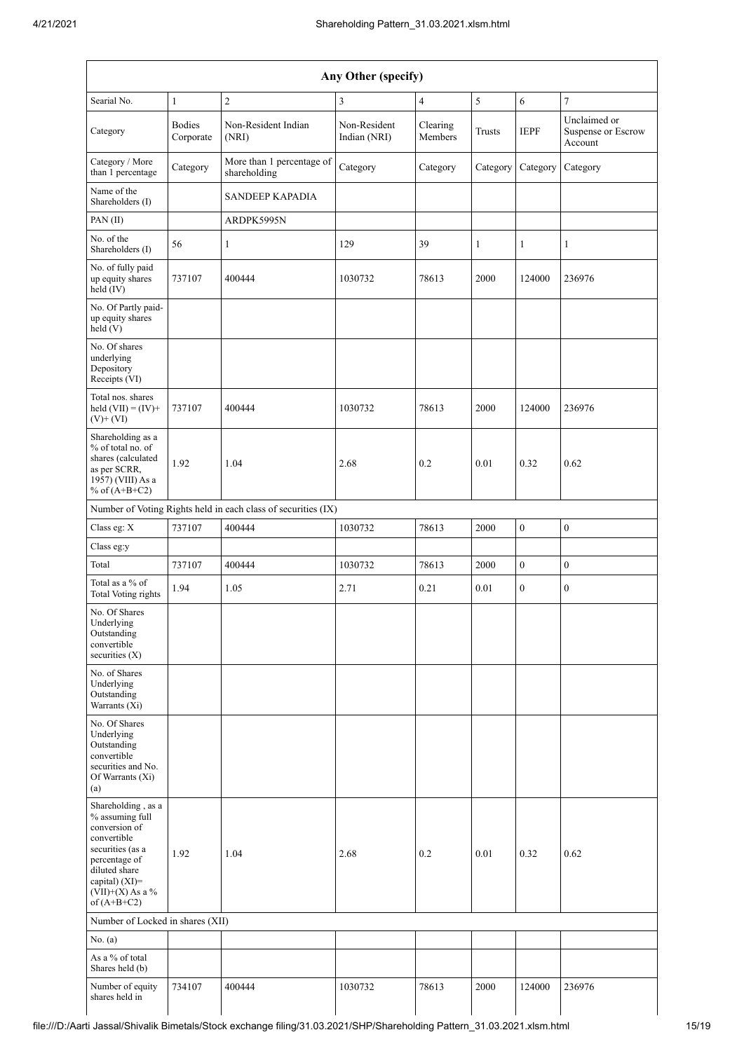| Any Other (specify) | | | | | | | |
|---|---|---|---|---|---|---|---|
| Searial No. | 1 | 2 | 3 | 4 | 5 | 6 | 7 |
| Category | Bodies Corporate | Non-Resident Indian (NRI) | Non-Resident Indian (NRI) | Clearing Members | Trusts | IEPF | Unclaimed or Suspense or Escrow Account |
| Category / More than 1 percentage | Category | More than 1 percentage of shareholding | Category | Category | Category | Category | Category |
| Name of the Shareholders (I) | | SANDEEP KAPADIA | | | | | |
| PAN (II) | | ARDPK5995N | | | | | |
| No. of the Shareholders (I) | 56 | 1 | 129 | 39 | 1 | 1 | 1 |
| No. of fully paid up equity shares held (IV) | 737107 | 400444 | 1030732 | 78613 | 2000 | 124000 | 236976 |
| No. Of Partly paid-up equity shares held (V) | | | | | | | |
| No. Of shares underlying Depository Receipts (VI) | | | | | | | |
| Total nos. shares held (VII) = (IV)+ (V)+ (VI) | 737107 | 400444 | 1030732 | 78613 | 2000 | 124000 | 236976 |
| Shareholding as a % of total no. of shares (calculated as per SCRR, 1957) (VIII) As a % of (A+B+C2) | 1.92 | 1.04 | 2.68 | 0.2 | 0.01 | 0.32 | 0.62 |
| Number of Voting Rights held in each class of securities (IX) | | | | | | | |
| Class eg: X | 737107 | 400444 | 1030732 | 78613 | 2000 | 0 | 0 |
| Class eg:y | | | | | | | |
| Total | 737107 | 400444 | 1030732 | 78613 | 2000 | 0 | 0 |
| Total as a % of Total Voting rights | 1.94 | 1.05 | 2.71 | 0.21 | 0.01 | 0 | 0 |
| No. Of Shares Underlying Outstanding convertible securities (X) | | | | | | | |
| No. of Shares Underlying Outstanding Warrants (Xi) | | | | | | | |
| No. Of Shares Underlying Outstanding convertible securities and No. Of Warrants (Xi) (a) | | | | | | | |
| Shareholding , as a % assuming full conversion of convertible securities (as a percentage of diluted share capital) (XI)= (VII)+(X) As a % of (A+B+C2) | 1.92 | 1.04 | 2.68 | 0.2 | 0.01 | 0.32 | 0.62 |
| Number of Locked in shares (XII) | | | | | | | |
| No. (a) | | | | | | | |
| As a % of total Shares held (b) | | | | | | | |
| Number of equity shares held in | 734107 | 400444 | 1030732 | 78613 | 2000 | 124000 | 236976 |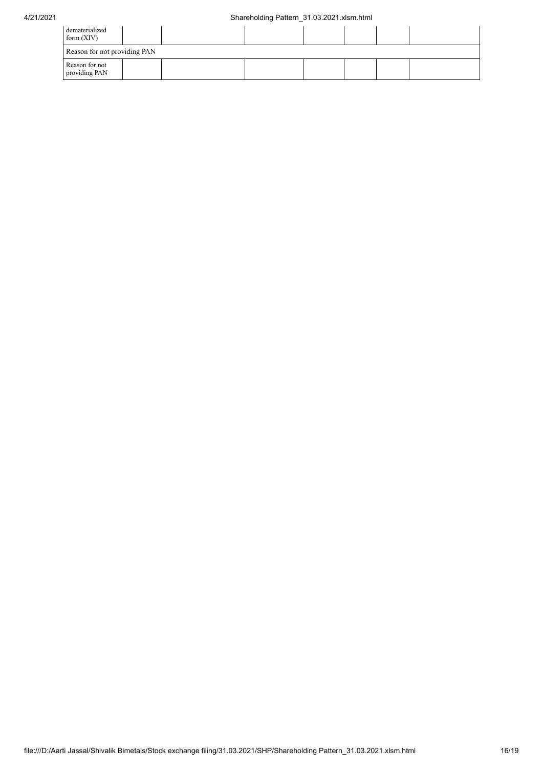| dematerialized form (XIV) | | | | | | | |
|---|---|---|---|---|---|---|---|
| Reason for not providing PAN | | | | | | | |
| Reason for not providing PAN | | | | | | | |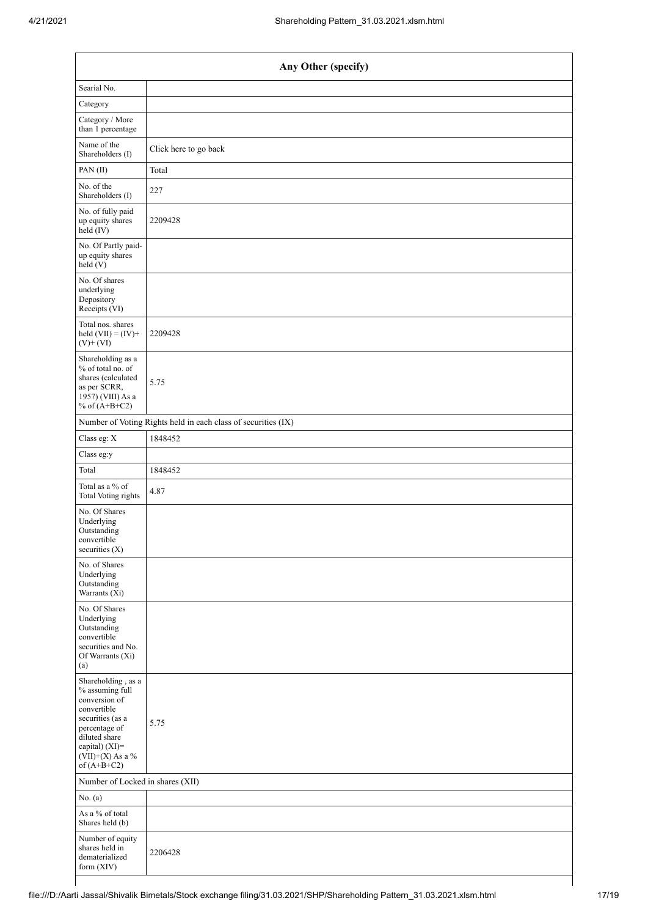| Any Other (specify) | |
|---|---|
| Searial No. | |
| Category | |
| Category / More than 1 percentage | |
| Name of the Shareholders (I) | Click here to go back |
| PAN (II) | Total |
| No. of the Shareholders (I) | 227 |
| No. of fully paid up equity shares held (IV) | 2209428 |
| No. Of Partly paid-up equity shares held (V) | |
| No. Of shares underlying Depository Receipts (VI) | |
| Total nos. shares held (VII) = (IV)+ (V)+ (VI) | 2209428 |
| Shareholding as a % of total no. of shares (calculated as per SCRR, 1957) (VIII) As a % of (A+B+C2) | 5.75 |
| Number of Voting Rights held in each class of securities (IX) | |
| Class eg: X | 1848452 |
| Class eg:y | |
| Total | 1848452 |
| Total as a % of Total Voting rights | 4.87 |
| No. Of Shares Underlying Outstanding convertible securities (X) | |
| No. of Shares Underlying Outstanding Warrants (Xi) | |
| No. Of Shares Underlying Outstanding convertible securities and No. Of Warrants (Xi) (a) | |
| Shareholding , as a % assuming full conversion of convertible securities (as a percentage of diluted share capital) (XI)= (VII)+(X) As a % of (A+B+C2) | 5.75 |
| Number of Locked in shares (XII) | |
| No. (a) | |
| As a % of total Shares held (b) | |
| Number of equity shares held in dematerialized form (XIV) | 2206428 |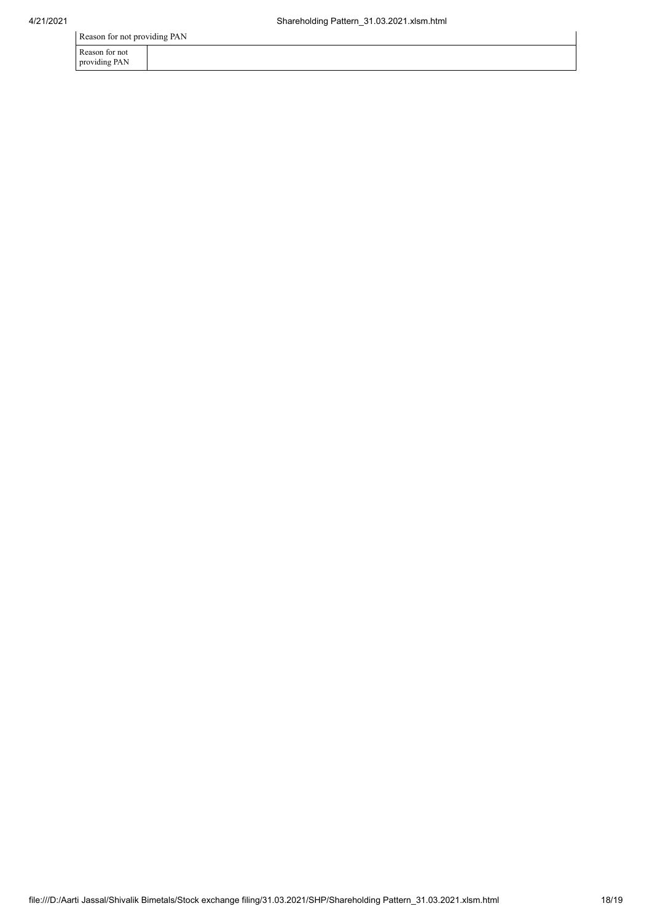| Reason for not providing PAN | |
|---|---|
| Reason for not providing PAN | |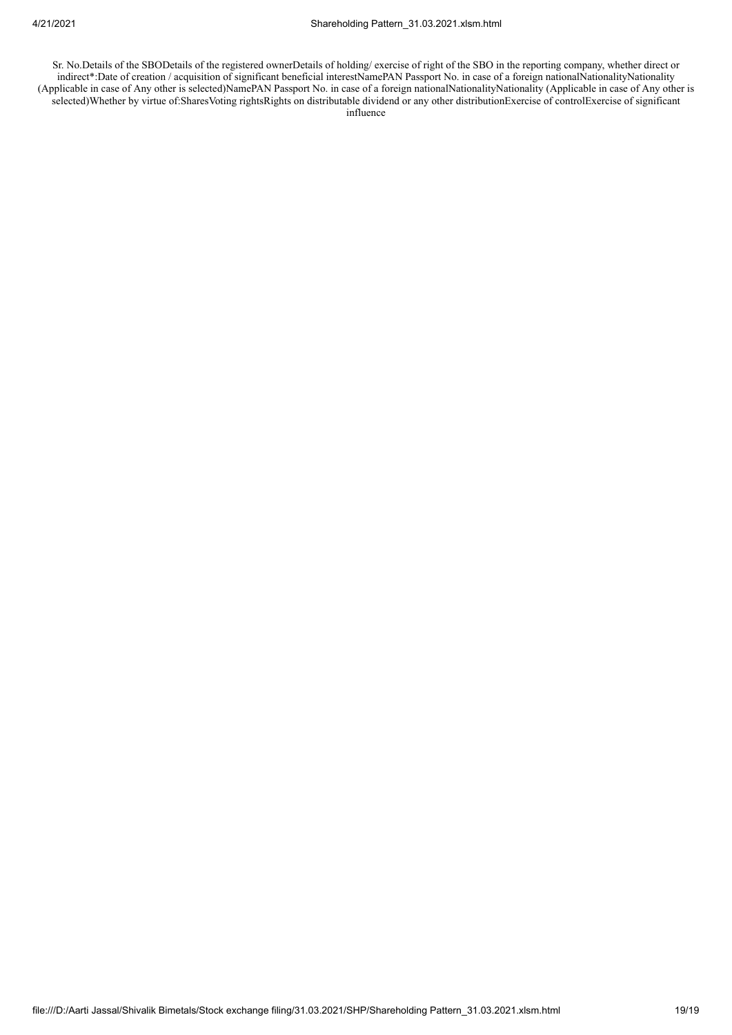Sr. No.Details of the SBODetails of the registered ownerDetails of holding/ exercise of right of the SBO in the reporting company, whether direct or indirect*:Date of creation / acquisition of significant beneficial interestNamePAN Passport No. in case of a foreign nationalNationalityNationality (Applicable in case of Any other is selected)NamePAN Passport No. in case of a foreign nationalNationalityNationality (Applicable in case of Any other is selected)Whether by virtue of:SharesVoting rightsRights on distributable dividend or any other distributionExercise of controlExercise of significant influence